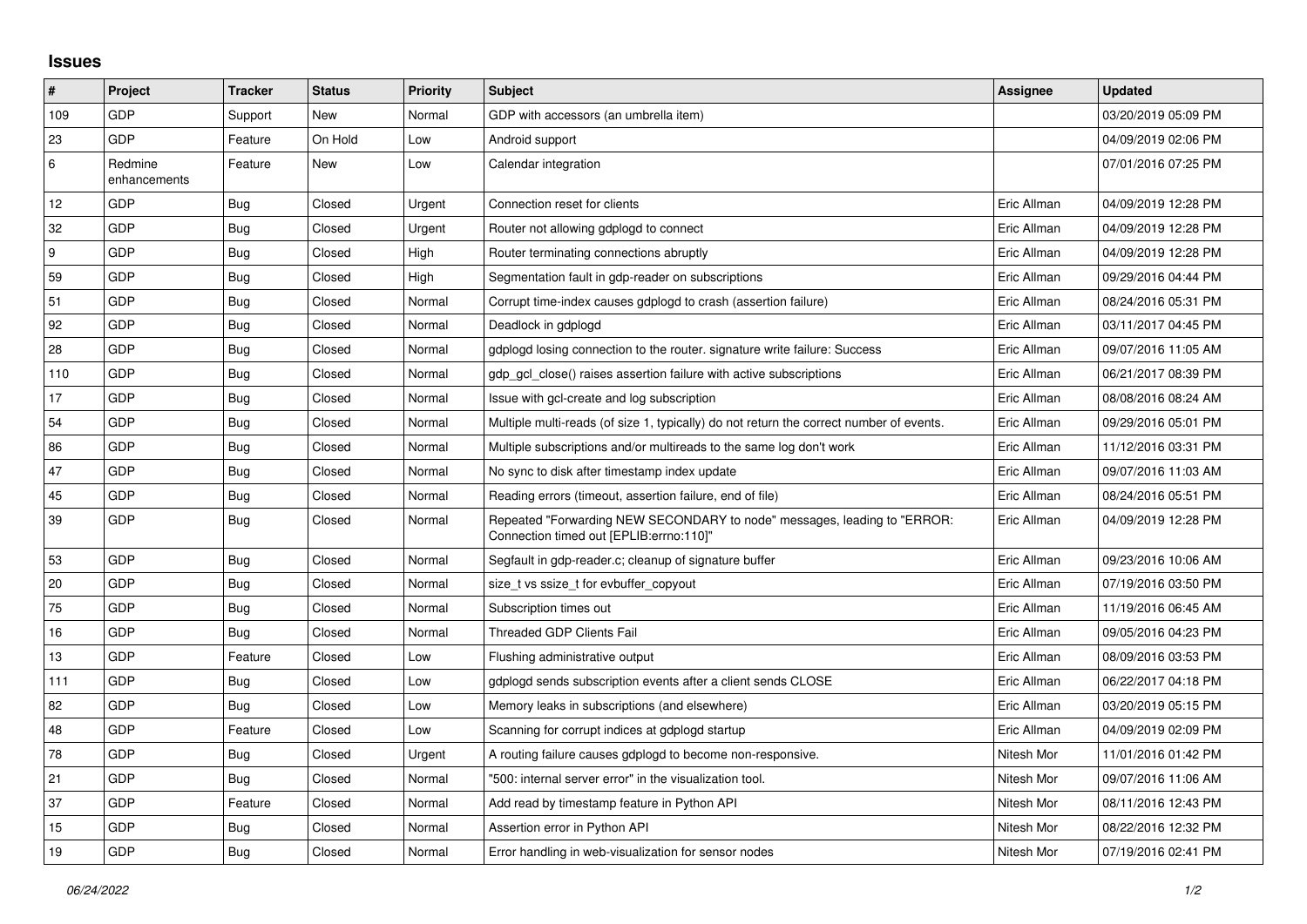# Issues

| # | Project | Tracker | Status | Priority | Subject | Assignee | Updated |
|---|---|---|---|---|---|---|---|
| 109 | GDP | Support | New | Normal | GDP with accessors (an umbrella item) | | 03/20/2019 05:09 PM |
| 23 | GDP | Feature | On Hold | Low | Android support | | 04/09/2019 02:06 PM |
| 6 | Redmine enhancements | Feature | New | Low | Calendar integration | | 07/01/2016 07:25 PM |
| 12 | GDP | Bug | Closed | Urgent | Connection reset for clients | Eric Allman | 04/09/2019 12:28 PM |
| 32 | GDP | Bug | Closed | Urgent | Router not allowing gdplogd to connect | Eric Allman | 04/09/2019 12:28 PM |
| 9 | GDP | Bug | Closed | High | Router terminating connections abruptly | Eric Allman | 04/09/2019 12:28 PM |
| 59 | GDP | Bug | Closed | High | Segmentation fault in gdp-reader on subscriptions | Eric Allman | 09/29/2016 04:44 PM |
| 51 | GDP | Bug | Closed | Normal | Corrupt time-index causes gdplogd to crash (assertion failure) | Eric Allman | 08/24/2016 05:31 PM |
| 92 | GDP | Bug | Closed | Normal | Deadlock in gdplogd | Eric Allman | 03/11/2017 04:45 PM |
| 28 | GDP | Bug | Closed | Normal | gdplogd losing connection to the router. signature write failure: Success | Eric Allman | 09/07/2016 11:05 AM |
| 110 | GDP | Bug | Closed | Normal | gdp_gcl_close() raises assertion failure with active subscriptions | Eric Allman | 06/21/2017 08:39 PM |
| 17 | GDP | Bug | Closed | Normal | Issue with gcl-create and log subscription | Eric Allman | 08/08/2016 08:24 AM |
| 54 | GDP | Bug | Closed | Normal | Multiple multi-reads (of size 1, typically) do not return the correct number of events. | Eric Allman | 09/29/2016 05:01 PM |
| 86 | GDP | Bug | Closed | Normal | Multiple subscriptions and/or multireads to the same log don't work | Eric Allman | 11/12/2016 03:31 PM |
| 47 | GDP | Bug | Closed | Normal | No sync to disk after timestamp index update | Eric Allman | 09/07/2016 11:03 AM |
| 45 | GDP | Bug | Closed | Normal | Reading errors (timeout, assertion failure, end of file) | Eric Allman | 08/24/2016 05:51 PM |
| 39 | GDP | Bug | Closed | Normal | Repeated "Forwarding NEW SECONDARY to node" messages, leading to "ERROR: Connection timed out [EPLIB:errno:110]" | Eric Allman | 04/09/2019 12:28 PM |
| 53 | GDP | Bug | Closed | Normal | Segfault in gdp-reader.c; cleanup of signature buffer | Eric Allman | 09/23/2016 10:06 AM |
| 20 | GDP | Bug | Closed | Normal | size_t vs ssize_t for evbuffer_copyout | Eric Allman | 07/19/2016 03:50 PM |
| 75 | GDP | Bug | Closed | Normal | Subscription times out | Eric Allman | 11/19/2016 06:45 AM |
| 16 | GDP | Bug | Closed | Normal | Threaded GDP Clients Fail | Eric Allman | 09/05/2016 04:23 PM |
| 13 | GDP | Feature | Closed | Low | Flushing administrative output | Eric Allman | 08/09/2016 03:53 PM |
| 111 | GDP | Bug | Closed | Low | gdplogd sends subscription events after a client sends CLOSE | Eric Allman | 06/22/2017 04:18 PM |
| 82 | GDP | Bug | Closed | Low | Memory leaks in subscriptions (and elsewhere) | Eric Allman | 03/20/2019 05:15 PM |
| 48 | GDP | Feature | Closed | Low | Scanning for corrupt indices at gdplogd startup | Eric Allman | 04/09/2019 02:09 PM |
| 78 | GDP | Bug | Closed | Urgent | A routing failure causes gdplogd to become non-responsive. | Nitesh Mor | 11/01/2016 01:42 PM |
| 21 | GDP | Bug | Closed | Normal | "500: internal server error" in the visualization tool. | Nitesh Mor | 09/07/2016 11:06 AM |
| 37 | GDP | Feature | Closed | Normal | Add read by timestamp feature in Python API | Nitesh Mor | 08/11/2016 12:43 PM |
| 15 | GDP | Bug | Closed | Normal | Assertion error in Python API | Nitesh Mor | 08/22/2016 12:32 PM |
| 19 | GDP | Bug | Closed | Normal | Error handling in web-visualization for sensor nodes | Nitesh Mor | 07/19/2016 02:41 PM |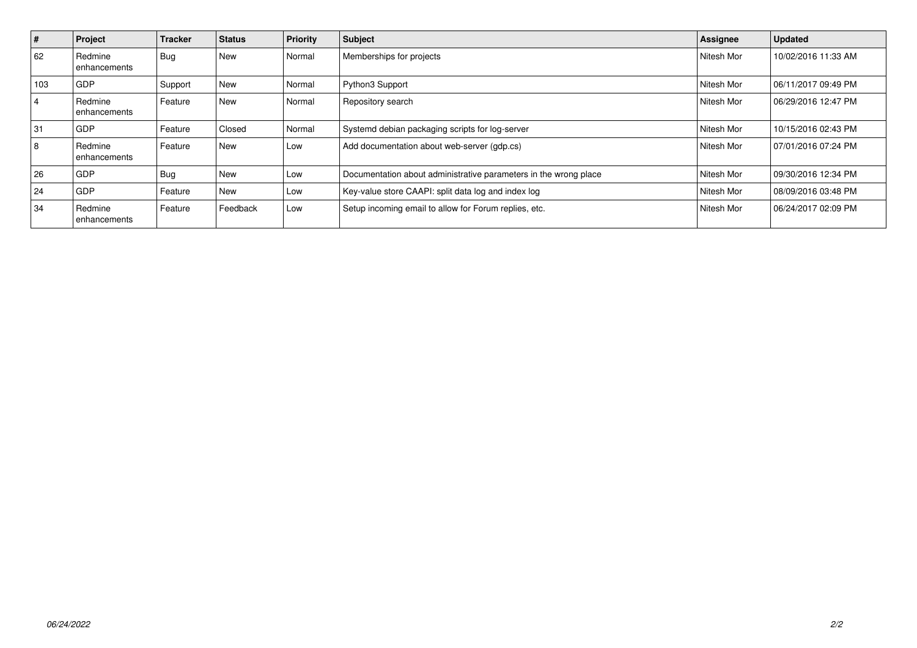| # | Project | Tracker | Status | Priority | Subject | Assignee | Updated |
|---|---|---|---|---|---|---|---|
| 62 | Redmine enhancements | Bug | New | Normal | Memberships for projects | Nitesh Mor | 10/02/2016 11:33 AM |
| 103 | GDP | Support | New | Normal | Python3 Support | Nitesh Mor | 06/11/2017 09:49 PM |
| 4 | Redmine enhancements | Feature | New | Normal | Repository search | Nitesh Mor | 06/29/2016 12:47 PM |
| 31 | GDP | Feature | Closed | Normal | Systemd debian packaging scripts for log-server | Nitesh Mor | 10/15/2016 02:43 PM |
| 8 | Redmine enhancements | Feature | New | Low | Add documentation about web-server (gdp.cs) | Nitesh Mor | 07/01/2016 07:24 PM |
| 26 | GDP | Bug | New | Low | Documentation about administrative parameters in the wrong place | Nitesh Mor | 09/30/2016 12:34 PM |
| 24 | GDP | Feature | New | Low | Key-value store CAAPI: split data log and index log | Nitesh Mor | 08/09/2016 03:48 PM |
| 34 | Redmine enhancements | Feature | Feedback | Low | Setup incoming email to allow for Forum replies, etc. | Nitesh Mor | 06/24/2017 02:09 PM |